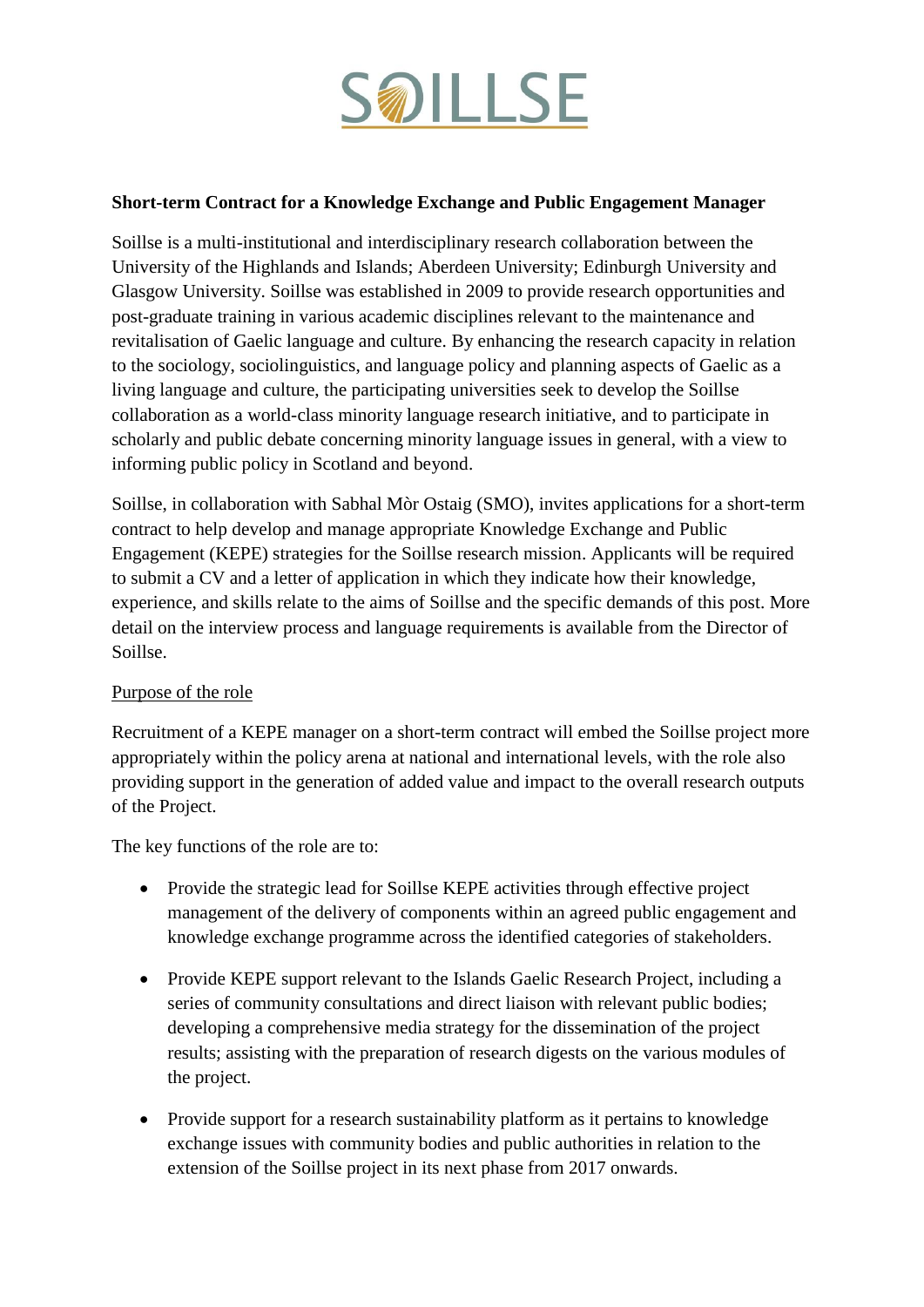# SOILLSE

**Short-term Contract for a Knowledge Exchange and Public Engagement Manager**

Soillse is a multi-institutional and interdisciplinary research collaboration between the University of the Highlands and Islands; Aberdeen University; Edinburgh University and Glasgow University. Soillse was established in 2009 to provide research opportunities and post-graduate training in various academic disciplines relevant to the maintenance and revitalisation of Gaelic language and culture. By enhancing the research capacity in relation to the sociology, sociolinguistics, and language policy and planning aspects of Gaelic as a living language and culture, the participating universities seek to develop the Soillse collaboration as a world-class minority language research initiative, and to participate in scholarly and public debate concerning minority language issues in general, with a view to informing public policy in Scotland and beyond.

Soillse, in collaboration with Sabhal Mòr Ostaig (SMO), invites applications for a short-term contract to help develop and manage appropriate Knowledge Exchange and Public Engagement (KEPE) strategies for the Soillse research mission. Applicants will be required to submit a CV and a letter of application in which they indicate how their knowledge, experience, and skills relate to the aims of Soillse and the specific demands of this post. More detail on the interview process and language requirements is available from the Director of Soillse.

Purpose of the role

Recruitment of a KEPE manager on a short-term contract will embed the Soillse project more appropriately within the policy arena at national and international levels, with the role also providing support in the generation of added value and impact to the overall research outputs of the Project.

The key functions of the role are to:

- Provide the strategic lead for Soillse KEPE activities through effective project management of the delivery of components within an agreed public engagement and knowledge exchange programme across the identified categories of stakeholders.
- Provide KEPE support relevant to the Islands Gaelic Research Project, including a series of community consultations and direct liaison with relevant public bodies; developing a comprehensive media strategy for the dissemination of the project results; assisting with the preparation of research digests on the various modules of the project.
- Provide support for a research sustainability platform as it pertains to knowledge exchange issues with community bodies and public authorities in relation to the extension of the Soillse project in its next phase from 2017 onwards.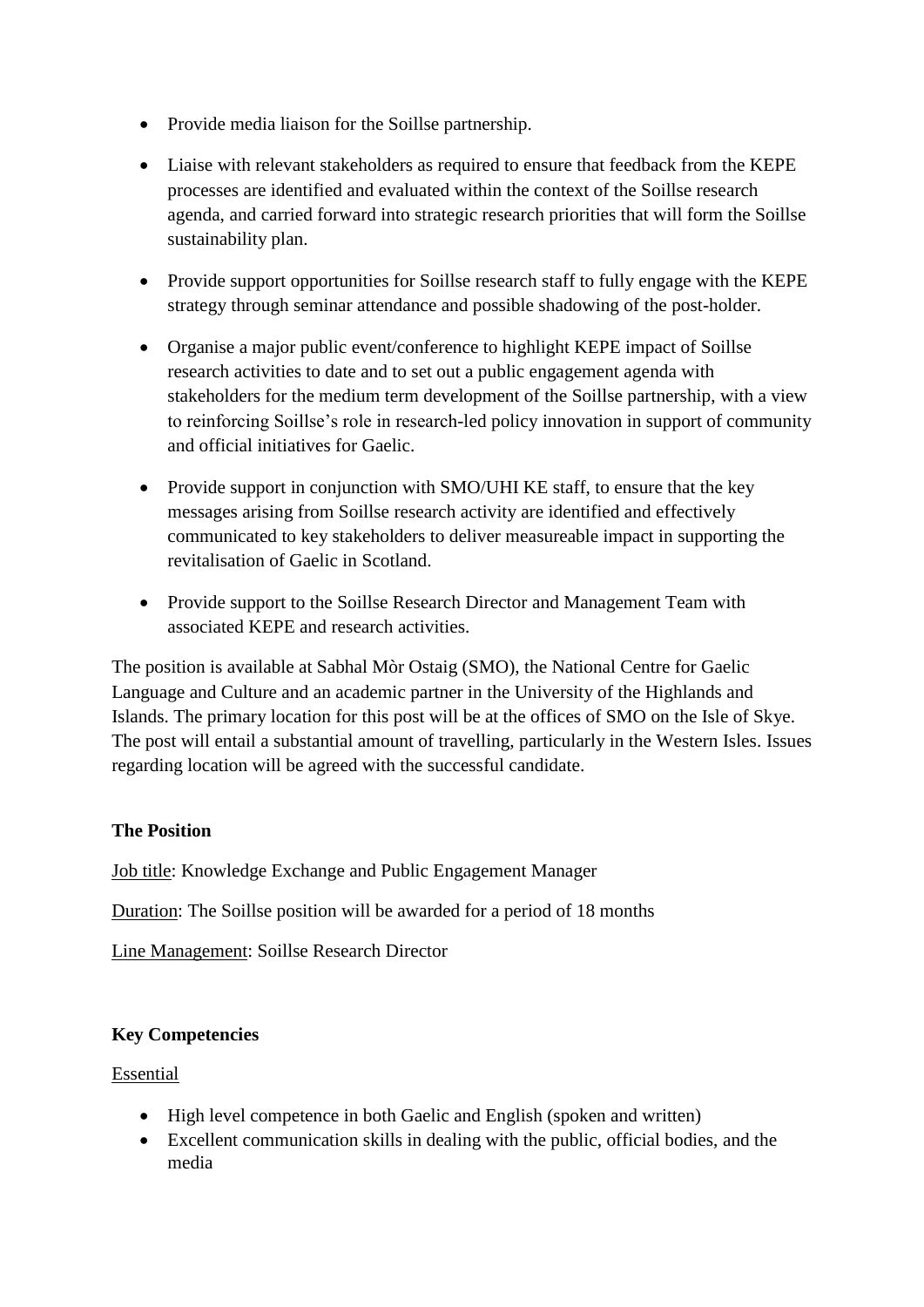- Provide media liaison for the Soillse partnership.
- Liaise with relevant stakeholders as required to ensure that feedback from the KEPE processes are identified and evaluated within the context of the Soillse research agenda, and carried forward into strategic research priorities that will form the Soillse sustainability plan.
- Provide support opportunities for Soillse research staff to fully engage with the KEPE strategy through seminar attendance and possible shadowing of the post-holder.
- Organise a major public event/conference to highlight KEPE impact of Soillse research activities to date and to set out a public engagement agenda with stakeholders for the medium term development of the Soillse partnership, with a view to reinforcing Soillse's role in research-led policy innovation in support of community and official initiatives for Gaelic.
- Provide support in conjunction with SMO/UHI KE staff, to ensure that the key messages arising from Soillse research activity are identified and effectively communicated to key stakeholders to deliver measureable impact in supporting the revitalisation of Gaelic in Scotland.
- Provide support to the Soillse Research Director and Management Team with associated KEPE and research activities.

The position is available at Sabhal Mòr Ostaig (SMO), the National Centre for Gaelic Language and Culture and an academic partner in the University of the Highlands and Islands. The primary location for this post will be at the offices of SMO on the Isle of Skye. The post will entail a substantial amount of travelling, particularly in the Western Isles. Issues regarding location will be agreed with the successful candidate.

**The Position**

Job title: Knowledge Exchange and Public Engagement Manager

Duration: The Soillse position will be awarded for a period of 18 months

Line Management: Soillse Research Director

**Key Competencies**

Essential

- High level competence in both Gaelic and English (spoken and written)
- Excellent communication skills in dealing with the public, official bodies, and the media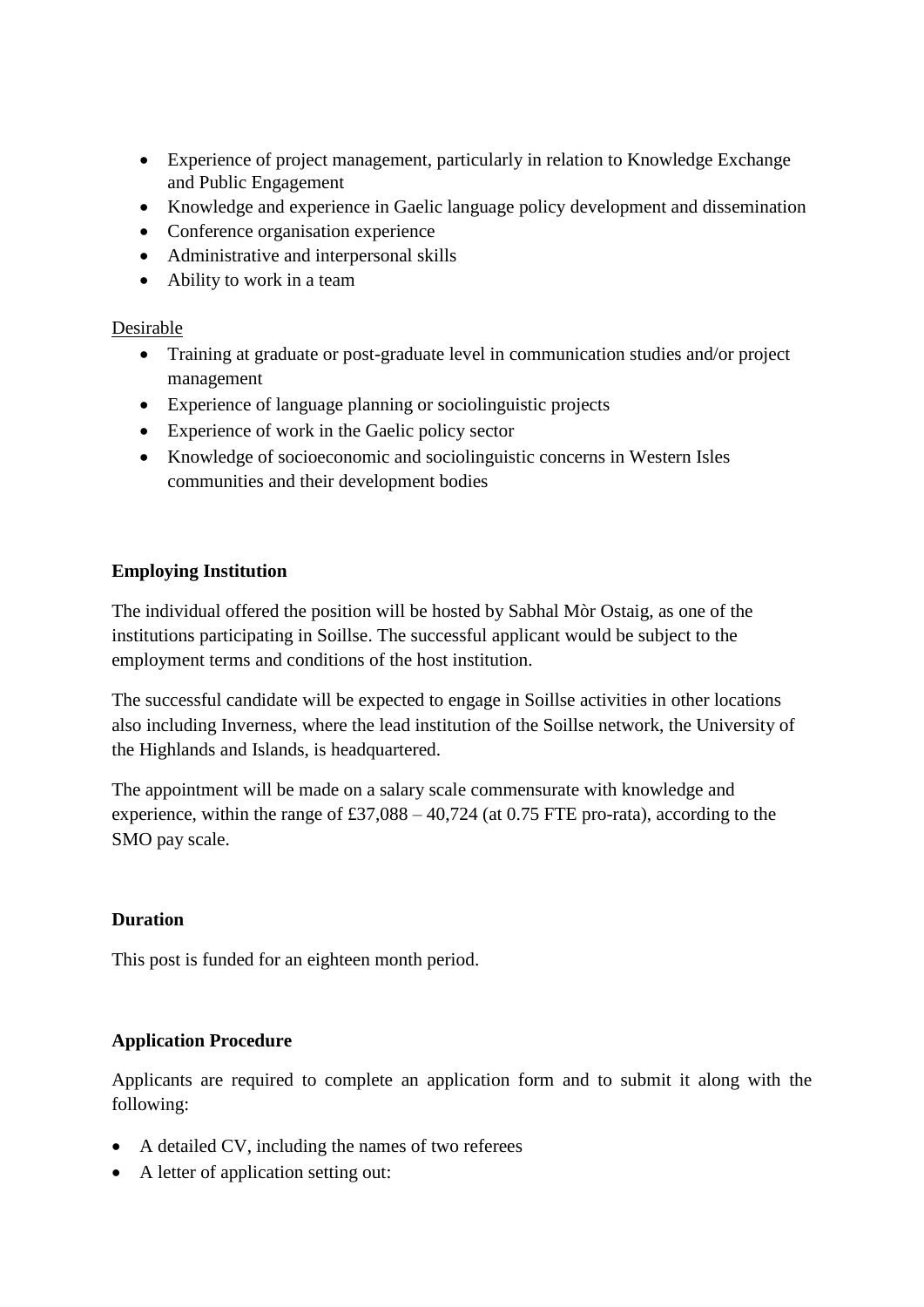- Experience of project management, particularly in relation to Knowledge Exchange and Public Engagement
- Knowledge and experience in Gaelic language policy development and dissemination
- Conference organisation experience
- Administrative and interpersonal skills
- Ability to work in a team

Desirable

- Training at graduate or post-graduate level in communication studies and/or project management
- Experience of language planning or sociolinguistic projects
- Experience of work in the Gaelic policy sector
- Knowledge of socioeconomic and sociolinguistic concerns in Western Isles communities and their development bodies

**Employing Institution**

The individual offered the position will be hosted by Sabhal Mòr Ostaig, as one of the institutions participating in Soillse. The successful applicant would be subject to the employment terms and conditions of the host institution.

The successful candidate will be expected to engage in Soillse activities in other locations also including Inverness, where the lead institution of the Soillse network, the University of the Highlands and Islands, is headquartered.

The appointment will be made on a salary scale commensurate with knowledge and experience, within the range of £37,088 – 40,724 (at 0.75 FTE pro-rata), according to the SMO pay scale.

**Duration**

This post is funded for an eighteen month period.

**Application Procedure**

Applicants are required to complete an application form and to submit it along with the following:

- A detailed CV, including the names of two referees
- A letter of application setting out: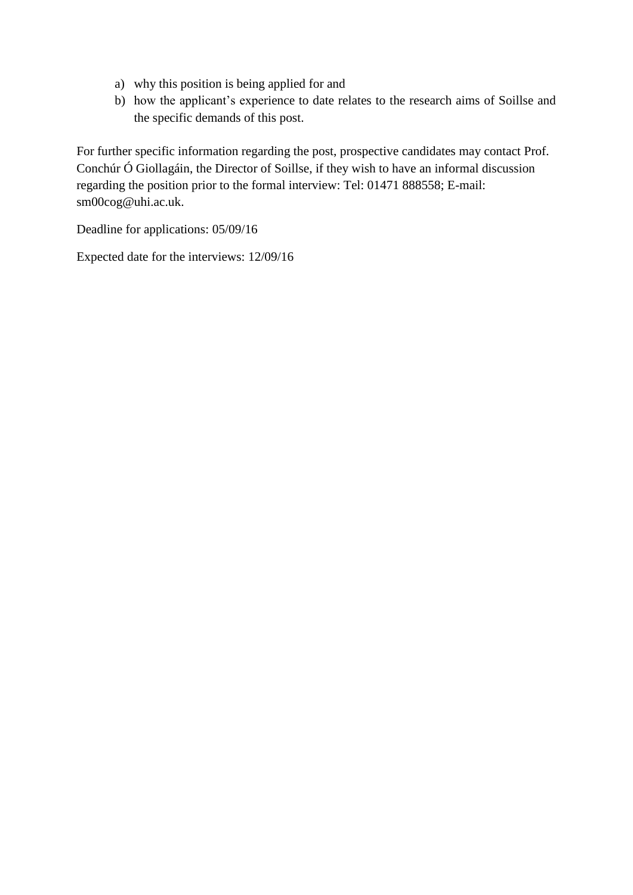a) why this position is being applied for and
b) how the applicant's experience to date relates to the research aims of Soillse and the specific demands of this post.

For further specific information regarding the post, prospective candidates may contact Prof. Conchúr Ó Giollagáin, the Director of Soillse, if they wish to have an informal discussion regarding the position prior to the formal interview: Tel: 01471 888558; E-mail: sm00cog@uhi.ac.uk.

Deadline for applications: 05/09/16

Expected date for the interviews: 12/09/16